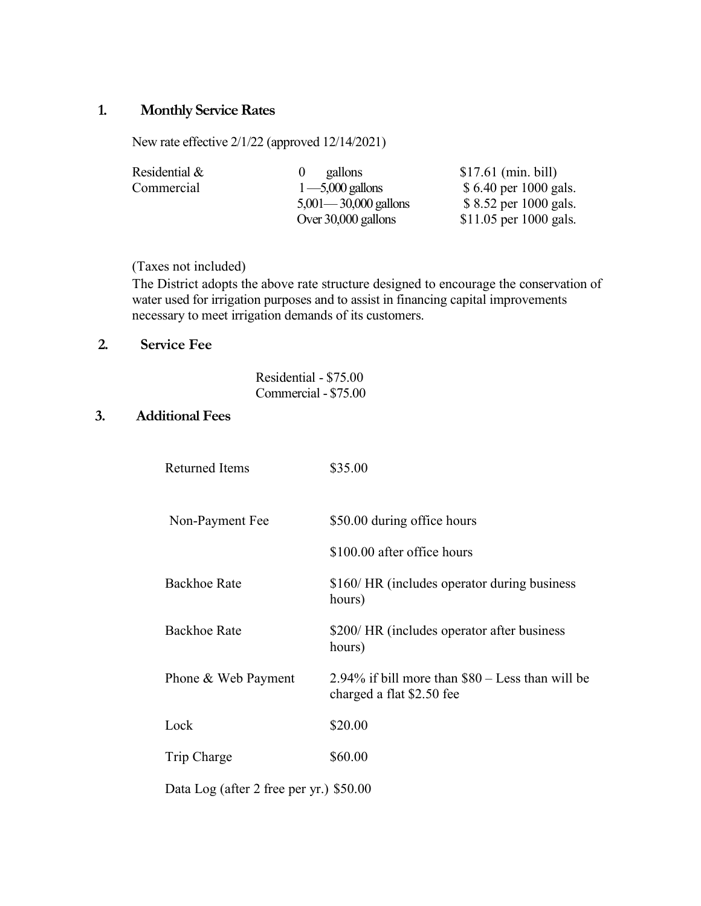## 1. Monthly Service Rates

New rate effective 2/1/22 (approved 12/14/2021)

| | | |
|---|---|---|
| Residential & Commercial | 0 gallons | $17.61 (min. bill) |
| | 1—5,000 gallons | $ 6.40 per 1000 gals. |
| | 5,001—30,000 gallons | $ 8.52 per 1000 gals. |
| | Over 30,000 gallons | $11.05 per 1000 gals. |

(Taxes not included)

The District adopts the above rate structure designed to encourage the conservation of water used for irrigation purposes and to assist in financing capital improvements necessary to meet irrigation demands of its customers.

## 2. Service Fee

Residential - $75.00
Commercial - $75.00

## 3. Additional Fees

| | |
|---|---|
| Returned Items | $35.00 |
| Non-Payment Fee | $50.00 during office hours |
| | $100.00 after office hours |
| Backhoe Rate | $160/ HR (includes operator during business hours) |
| Backhoe Rate | $200/ HR (includes operator after business hours) |
| Phone & Web Payment | 2.94% if bill more than $80 – Less than will be charged a flat $2.50 fee |
| Lock | $20.00 |
| Trip Charge | $60.00 |
| Data Log (after 2 free per yr.) | $50.00 |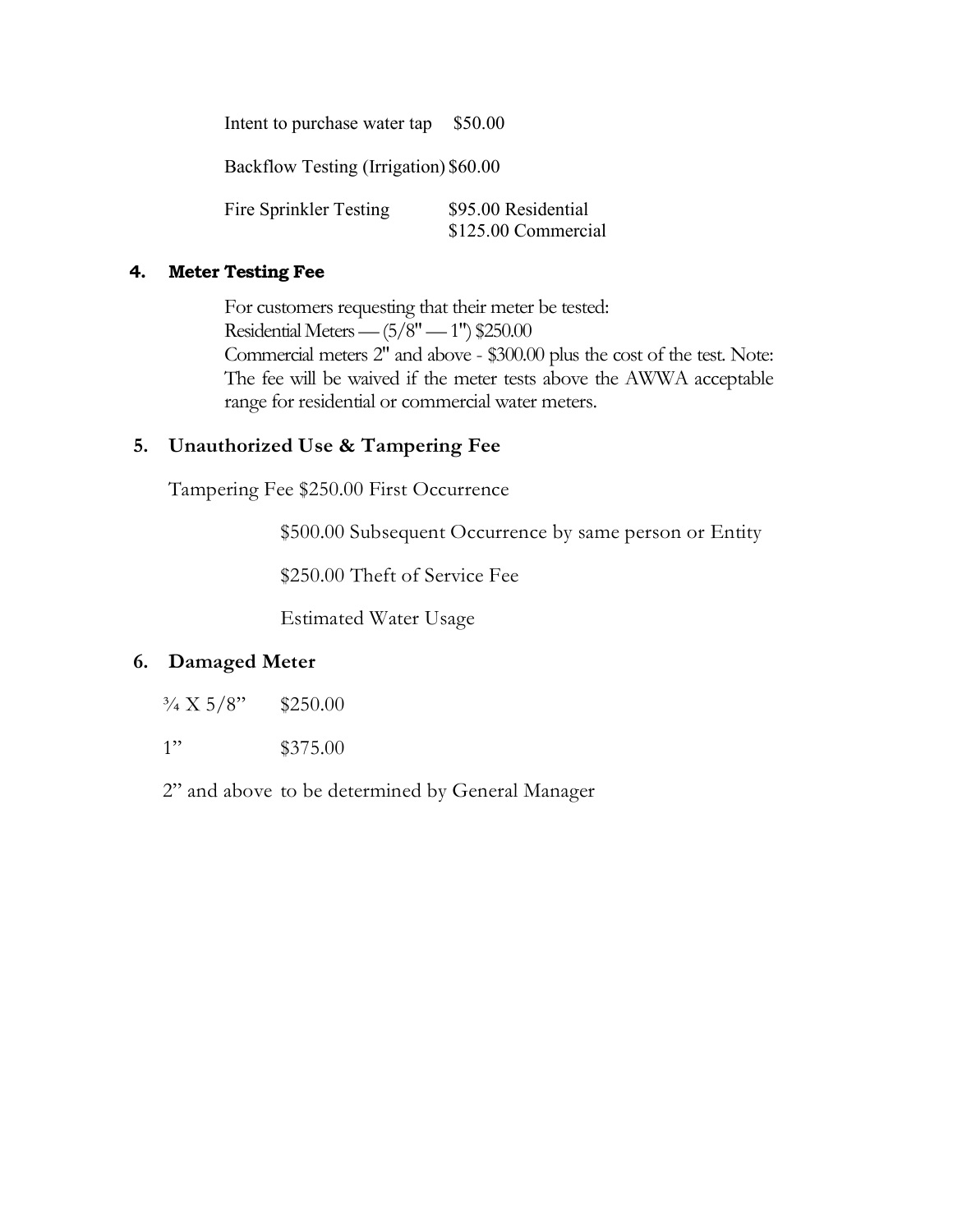Intent to purchase water tap $50.00

Backflow Testing (Irrigation) $60.00

Fire Sprinkler Testing $95.00 Residential
$125.00 Commercial

**4. Meter Testing Fee**

For customers requesting that their meter be tested:
Residential Meters — (5/8" — 1") $250.00
Commercial meters 2" and above - $300.00 plus the cost of the test. Note: The fee will be waived if the meter tests above the AWWA acceptable range for residential or commercial water meters.

**5. Unauthorized Use & Tampering Fee**

Tampering Fee $250.00 First Occurrence

$500.00 Subsequent Occurrence by same person or Entity

$250.00 Theft of Service Fee

Estimated Water Usage

**6. Damaged Meter**

¾ X 5/8" $250.00

1" $375.00

2" and above to be determined by General Manager